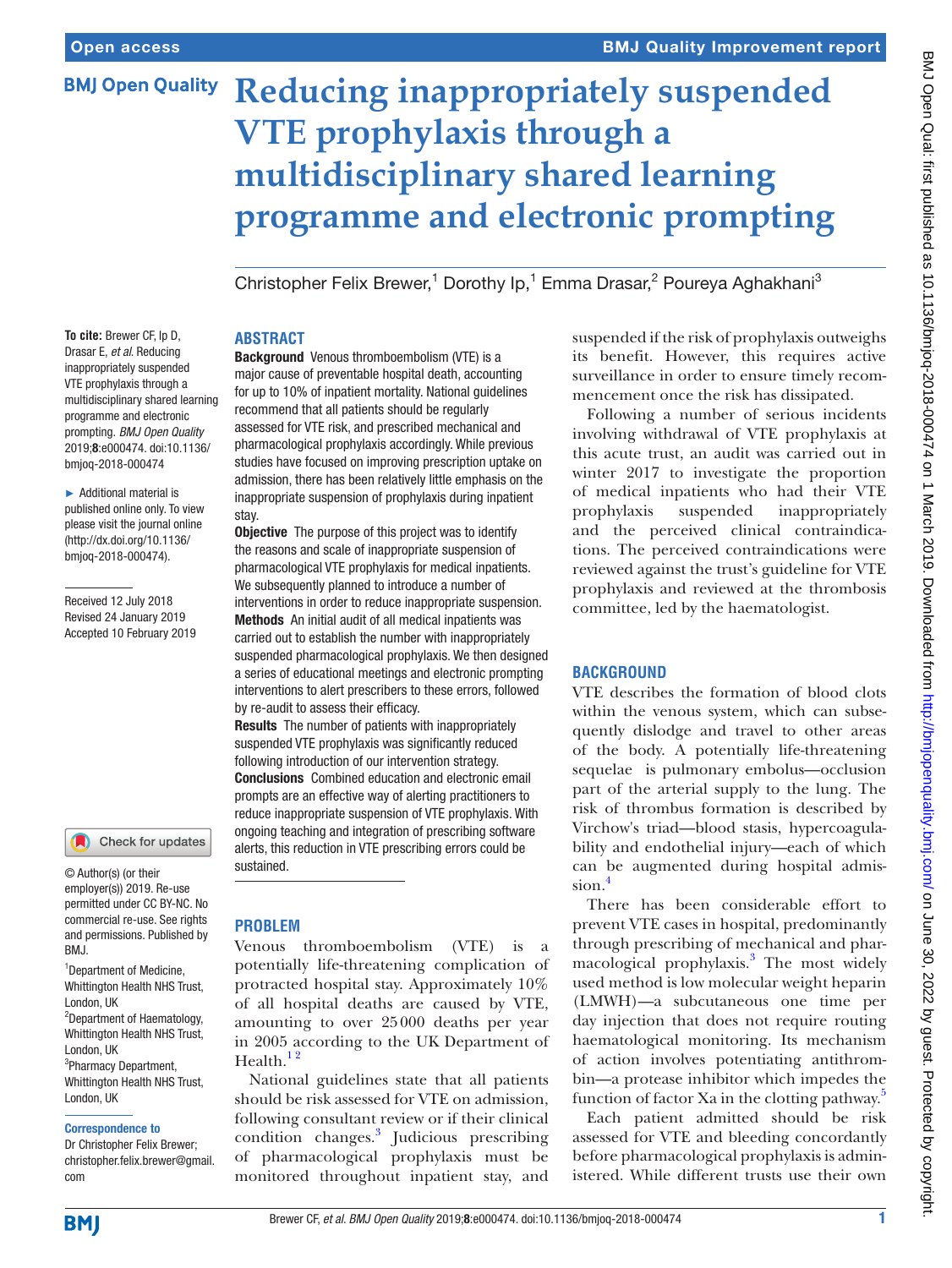Open access

BMJ Quality Improvement report

# Reducing inappropriately suspended VTE prophylaxis through a multidisciplinary shared learning programme and electronic prompting

Christopher Felix Brewer,[1] Dorothy Ip,[1] Emma Drasar,[2] Poureya Aghakhani[3]

To cite: Brewer CF, Ip D, Drasar E, *et al*. Reducing inappropriately suspended VTE prophylaxis through a multidisciplinary shared learning programme and electronic prompting. *BMJ Open Quality* 2019;**8**:e000474. doi:10.1136/bmjoq-2018-000474

► Additional material is published online only. To view please visit the journal online (http://dx.doi.org/10.1136/bmjoq-2018-000474).

Received 12 July 2018
Revised 24 January 2019
Accepted 10 February 2019

© Author(s) (or their employer(s)) 2019. Re-use permitted under CC BY-NC. No commercial re-use. See rights and permissions. Published by BMJ.

[1]Department of Medicine, Whittington Health NHS Trust, London, UK
[2]Department of Haematology, Whittington Health NHS Trust, London, UK
[3]Pharmacy Department, Whittington Health NHS Trust, London, UK

**Correspondence to**
Dr Christopher Felix Brewer; christopher.felix.brewer@gmail.com

## ABSTRACT

**Background** Venous thromboembolism (VTE) is a major cause of preventable hospital death, accounting for up to 10% of inpatient mortality. National guidelines recommend that all patients should be regularly assessed for VTE risk, and prescribed mechanical and pharmacological prophylaxis accordingly. While previous studies have focused on improving prescription uptake on admission, there has been relatively little emphasis on the inappropriate suspension of prophylaxis during inpatient stay.

**Objective** The purpose of this project was to identify the reasons and scale of inappropriate suspension of pharmacological VTE prophylaxis for medical inpatients. We subsequently planned to introduce a number of interventions in order to reduce inappropriate suspension.

**Methods** An initial audit of all medical inpatients was carried out to establish the number with inappropriately suspended pharmacological prophylaxis. We then designed a series of educational meetings and electronic prompting interventions to alert prescribers to these errors, followed by re-audit to assess their efficacy.

**Results** The number of patients with inappropriately suspended VTE prophylaxis was significantly reduced following introduction of our intervention strategy.

**Conclusions** Combined education and electronic email prompts are an effective way of alerting practitioners to reduce inappropriate suspension of VTE prophylaxis. With ongoing teaching and integration of prescribing software alerts, this reduction in VTE prescribing errors could be sustained.

## PROBLEM

Venous thromboembolism (VTE) is a potentially life-threatening complication of protracted hospital stay. Approximately 10% of all hospital deaths are caused by VTE, amounting to over 25 000 deaths per year in 2005 according to the UK Department of Health.[1,2]

National guidelines state that all patients should be risk assessed for VTE on admission, following consultant review or if their clinical condition changes.[3] Judicious prescribing of pharmacological prophylaxis must be monitored throughout inpatient stay, and suspended if the risk of prophylaxis outweighs its benefit. However, this requires active surveillance in order to ensure timely recommencement once the risk has dissipated.

Following a number of serious incidents involving withdrawal of VTE prophylaxis at this acute trust, an audit was carried out in winter 2017 to investigate the proportion of medical inpatients who had their VTE prophylaxis suspended inappropriately and the perceived clinical contraindications. The perceived contraindications were reviewed against the trust's guideline for VTE prophylaxis and reviewed at the thrombosis committee, led by the haematologist.

## BACKGROUND

VTE describes the formation of blood clots within the venous system, which can subsequently dislodge and travel to other areas of the body. A potentially life-threatening sequelae is pulmonary embolus—occlusion part of the arterial supply to the lung. The risk of thrombus formation is described by Virchow's triad—blood stasis, hypercoagulability and endothelial injury—each of which can be augmented during hospital admission.[4]

There has been considerable effort to prevent VTE cases in hospital, predominantly through prescribing of mechanical and pharmacological prophylaxis.[3] The most widely used method is low molecular weight heparin (LMWH)—a subcutaneous one time per day injection that does not require routing haematological monitoring. Its mechanism of action involves potentiating antithrombin—a protease inhibitor which impedes the function of factor Xa in the clotting pathway.[5]

Each patient admitted should be risk assessed for VTE and bleeding concordantly before pharmacological prophylaxis is administered. While different trusts use their own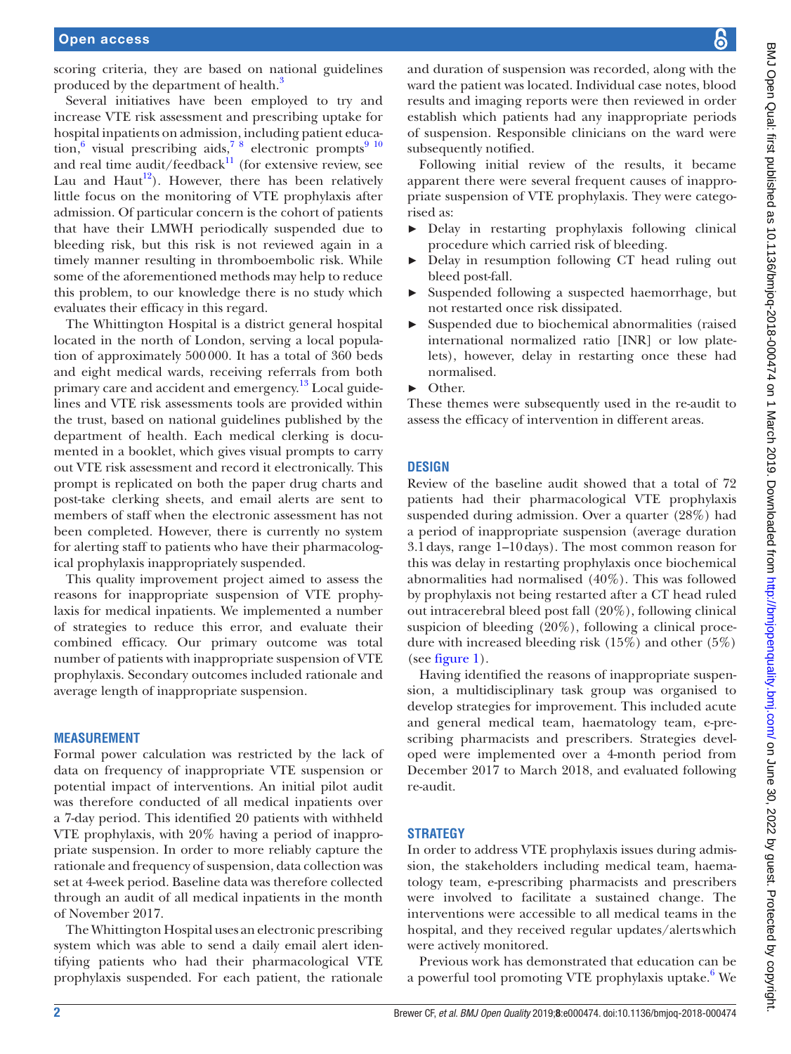scoring criteria, they are based on national guidelines produced by the department of health.[3]

Several initiatives have been employed to try and increase VTE risk assessment and prescribing uptake for hospital inpatients on admission, including patient education,[6] visual prescribing aids,[7 8] electronic prompts[9 10] and real time audit/feedback[11] (for extensive review, see Lau and Haut[12]). However, there has been relatively little focus on the monitoring of VTE prophylaxis after admission. Of particular concern is the cohort of patients that have their LMWH periodically suspended due to bleeding risk, but this risk is not reviewed again in a timely manner resulting in thromboembolic risk. While some of the aforementioned methods may help to reduce this problem, to our knowledge there is no study which evaluates their efficacy in this regard.

The Whittington Hospital is a district general hospital located in the north of London, serving a local population of approximately 500 000. It has a total of 360 beds and eight medical wards, receiving referrals from both primary care and accident and emergency.[13] Local guidelines and VTE risk assessments tools are provided within the trust, based on national guidelines published by the department of health. Each medical clerking is documented in a booklet, which gives visual prompts to carry out VTE risk assessment and record it electronically. This prompt is replicated on both the paper drug charts and post-take clerking sheets, and email alerts are sent to members of staff when the electronic assessment has not been completed. However, there is currently no system for alerting staff to patients who have their pharmacological prophylaxis inappropriately suspended.

This quality improvement project aimed to assess the reasons for inappropriate suspension of VTE prophylaxis for medical inpatients. We implemented a number of strategies to reduce this error, and evaluate their combined efficacy. Our primary outcome was total number of patients with inappropriate suspension of VTE prophylaxis. Secondary outcomes included rationale and average length of inappropriate suspension.

## MEASUREMENT

Formal power calculation was restricted by the lack of data on frequency of inappropriate VTE suspension or potential impact of interventions. An initial pilot audit was therefore conducted of all medical inpatients over a 7-day period. This identified 20 patients with withheld VTE prophylaxis, with 20% having a period of inappropriate suspension. In order to more reliably capture the rationale and frequency of suspension, data collection was set at 4-week period. Baseline data was therefore collected through an audit of all medical inpatients in the month of November 2017.

The Whittington Hospital uses an electronic prescribing system which was able to send a daily email alert identifying patients who had their pharmacological VTE prophylaxis suspended. For each patient, the rationale and duration of suspension was recorded, along with the ward the patient was located. Individual case notes, blood results and imaging reports were then reviewed in order establish which patients had any inappropriate periods of suspension. Responsible clinicians on the ward were subsequently notified.

Following initial review of the results, it became apparent there were several frequent causes of inappropriate suspension of VTE prophylaxis. They were categorised as:

- Delay in restarting prophylaxis following clinical procedure which carried risk of bleeding.
- Delay in resumption following CT head ruling out bleed post-fall.
- Suspended following a suspected haemorrhage, but not restarted once risk dissipated.
- Suspended due to biochemical abnormalities (raised international normalized ratio [INR] or low platelets), however, delay in restarting once these had normalised.
- Other.

These themes were subsequently used in the re-audit to assess the efficacy of intervention in different areas.

## DESIGN

Review of the baseline audit showed that a total of 72 patients had their pharmacological VTE prophylaxis suspended during admission. Over a quarter (28%) had a period of inappropriate suspension (average duration 3.1 days, range 1–10 days). The most common reason for this was delay in restarting prophylaxis once biochemical abnormalities had normalised (40%). This was followed by prophylaxis not being restarted after a CT head ruled out intracerebral bleed post fall (20%), following clinical suspicion of bleeding (20%), following a clinical procedure with increased bleeding risk (15%) and other (5%) (see figure 1).

Having identified the reasons of inappropriate suspension, a multidisciplinary task group was organised to develop strategies for improvement. This included acute and general medical team, haematology team, e-prescribing pharmacists and prescribers. Strategies developed were implemented over a 4-month period from December 2017 to March 2018, and evaluated following re-audit.

## STRATEGY

In order to address VTE prophylaxis issues during admission, the stakeholders including medical team, haematology team, e-prescribing pharmacists and prescribers were involved to facilitate a sustained change. The interventions were accessible to all medical teams in the hospital, and they received regular updates/alerts which were actively monitored.

Previous work has demonstrated that education can be a powerful tool promoting VTE prophylaxis uptake.[6] We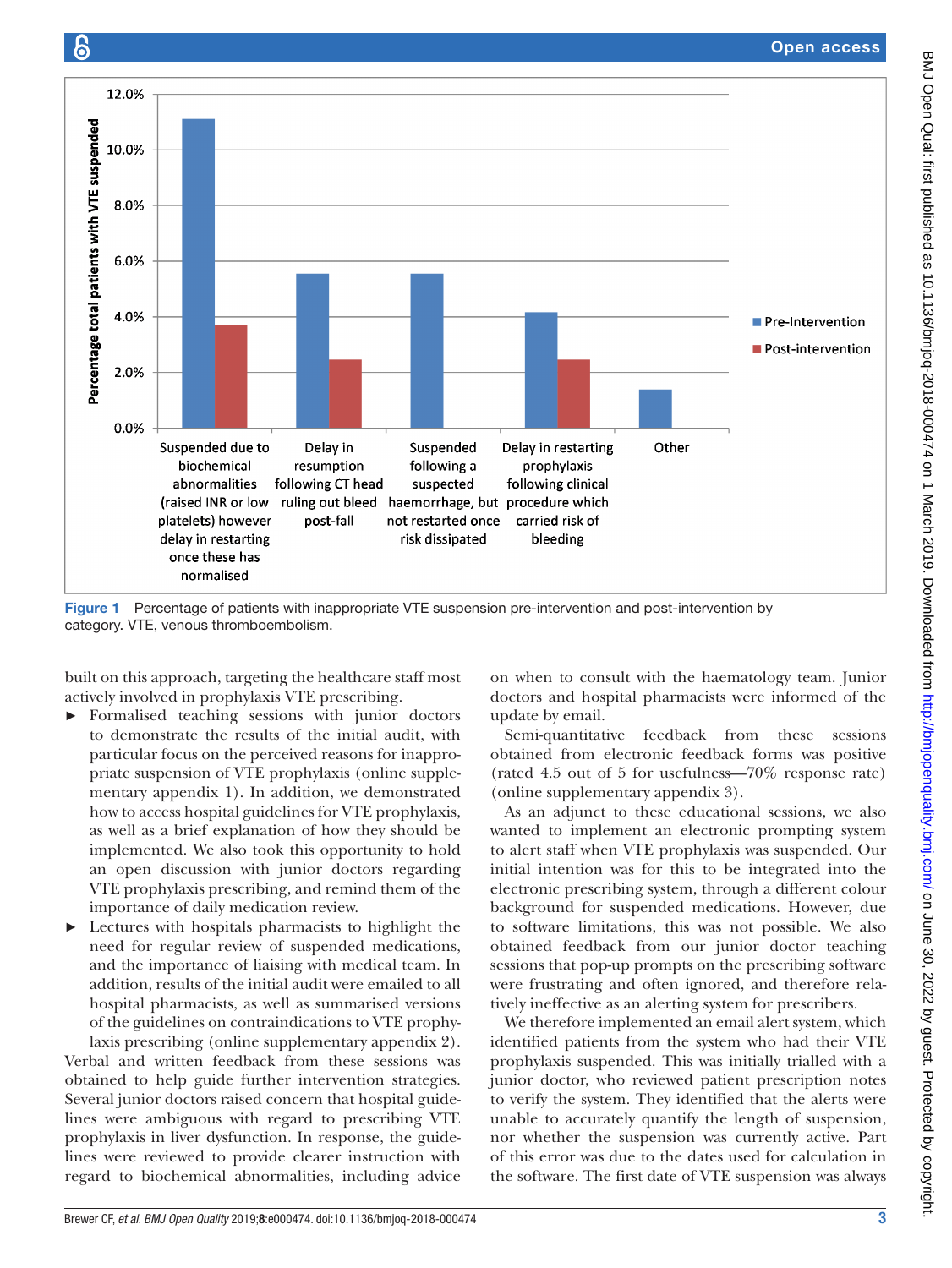12.0%
10.0%
8.0%
6.0%
4.0%
2.0%
0.0%

Percentage total patients with VTE suspended

Suspended due to biochemical abnormalities (raised INR or low platelets) however delay in restarting once these has normalised

Delay in resumption following CT head ruling out bleed post-fall

Suspended following a suspected haemorrhage, but not restarted once risk dissipated

Delay in restarting prophylaxis following clinical procedure which carried risk of bleeding

Other

Pre-Intervention

Post-intervention

**Figure 1** Percentage of patients with inappropriate VTE suspension pre-intervention and post-intervention by category. VTE, venous thromboembolism.

built on this approach, targeting the healthcare staff most actively involved in prophylaxis VTE prescribing.

- Formalised teaching sessions with junior doctors to demonstrate the results of the initial audit, with particular focus on the perceived reasons for inappropriate suspension of VTE prophylaxis (online supplementary appendix 1). In addition, we demonstrated how to access hospital guidelines for VTE prophylaxis, as well as a brief explanation of how they should be implemented. We also took this opportunity to hold an open discussion with junior doctors regarding VTE prophylaxis prescribing, and remind them of the importance of daily medication review.
- Lectures with hospitals pharmacists to highlight the need for regular review of suspended medications, and the importance of liaising with medical team. In addition, results of the initial audit were emailed to all hospital pharmacists, as well as summarised versions of the guidelines on contraindications to VTE prophylaxis prescribing (online supplementary appendix 2).

Verbal and written feedback from these sessions was obtained to help guide further intervention strategies. Several junior doctors raised concern that hospital guidelines were ambiguous with regard to prescribing VTE prophylaxis in liver dysfunction. In response, the guidelines were reviewed to provide clearer instruction with regard to biochemical abnormalities, including advice on when to consult with the haematology team. Junior doctors and hospital pharmacists were informed of the update by email.

Semi-quantitative feedback from these sessions obtained from electronic feedback forms was positive (rated 4.5 out of 5 for usefulness—70% response rate) (online supplementary appendix 3).

As an adjunct to these educational sessions, we also wanted to implement an electronic prompting system to alert staff when VTE prophylaxis was suspended. Our initial intention was for this to be integrated into the electronic prescribing system, through a different colour background for suspended medications. However, due to software limitations, this was not possible. We also obtained feedback from our junior doctor teaching sessions that pop-up prompts on the prescribing software were frustrating and often ignored, and therefore relatively ineffective as an alerting system for prescribers.

We therefore implemented an email alert system, which identified patients from the system who had their VTE prophylaxis suspended. This was initially trialled with a junior doctor, who reviewed patient prescription notes to verify the system. They identified that the alerts were unable to accurately quantify the length of suspension, nor whether the suspension was currently active. Part of this error was due to the dates used for calculation in the software. The first date of VTE suspension was always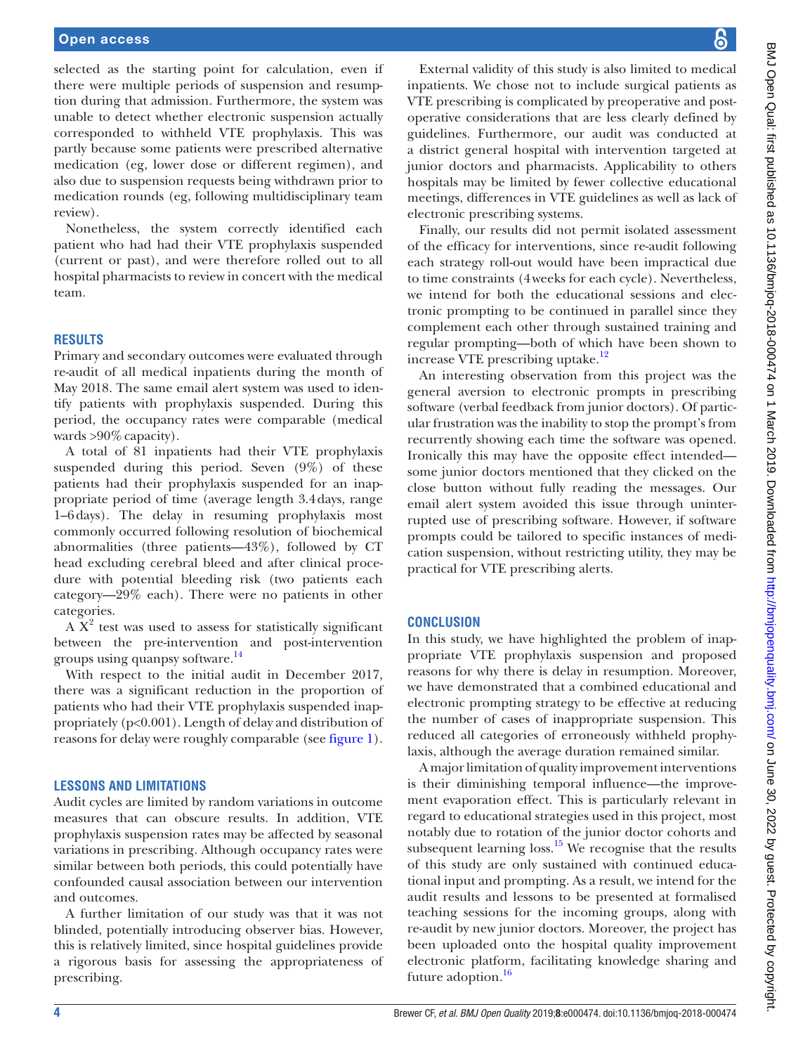selected as the starting point for calculation, even if there were multiple periods of suspension and resumption during that admission. Furthermore, the system was unable to detect whether electronic suspension actually corresponded to withheld VTE prophylaxis. This was partly because some patients were prescribed alternative medication (eg, lower dose or different regimen), and also due to suspension requests being withdrawn prior to medication rounds (eg, following multidisciplinary team review).

Nonetheless, the system correctly identified each patient who had had their VTE prophylaxis suspended (current or past), and were therefore rolled out to all hospital pharmacists to review in concert with the medical team.

## RESULTS

Primary and secondary outcomes were evaluated through re-audit of all medical inpatients during the month of May 2018. The same email alert system was used to identify patients with prophylaxis suspended. During this period, the occupancy rates were comparable (medical wards >90% capacity).

A total of 81 inpatients had their VTE prophylaxis suspended during this period. Seven (9%) of these patients had their prophylaxis suspended for an inappropriate period of time (average length 3.4 days, range 1–6 days). The delay in resuming prophylaxis most commonly occurred following resolution of biochemical abnormalities (three patients—43%), followed by CT head excluding cerebral bleed and after clinical procedure with potential bleeding risk (two patients each category—29% each). There were no patients in other categories.

A $X^2$ test was used to assess for statistically significant between the pre-intervention and post-intervention groups using quanpsy software.[14]

With respect to the initial audit in December 2017, there was a significant reduction in the proportion of patients who had their VTE prophylaxis suspended inappropriately ($p<0.001$). Length of delay and distribution of reasons for delay were roughly comparable (see figure 1).

## LESSONS AND LIMITATIONS

Audit cycles are limited by random variations in outcome measures that can obscure results. In addition, VTE prophylaxis suspension rates may be affected by seasonal variations in prescribing. Although occupancy rates were similar between both periods, this could potentially have confounded causal association between our intervention and outcomes.

A further limitation of our study was that it was not blinded, potentially introducing observer bias. However, this is relatively limited, since hospital guidelines provide a rigorous basis for assessing the appropriateness of prescribing.

External validity of this study is also limited to medical inpatients. We chose not to include surgical patients as VTE prescribing is complicated by preoperative and postoperative considerations that are less clearly defined by guidelines. Furthermore, our audit was conducted at a district general hospital with intervention targeted at junior doctors and pharmacists. Applicability to others hospitals may be limited by fewer collective educational meetings, differences in VTE guidelines as well as lack of electronic prescribing systems.

Finally, our results did not permit isolated assessment of the efficacy for interventions, since re-audit following each strategy roll-out would have been impractical due to time constraints (4 weeks for each cycle). Nevertheless, we intend for both the educational sessions and electronic prompting to be continued in parallel since they complement each other through sustained training and regular prompting—both of which have been shown to increase VTE prescribing uptake.[12]

An interesting observation from this project was the general aversion to electronic prompts in prescribing software (verbal feedback from junior doctors). Of particular frustration was the inability to stop the prompt's from recurrently showing each time the software was opened. Ironically this may have the opposite effect intended—some junior doctors mentioned that they clicked on the close button without fully reading the messages. Our email alert system avoided this issue through uninterrupted use of prescribing software. However, if software prompts could be tailored to specific instances of medication suspension, without restricting utility, they may be practical for VTE prescribing alerts.

## CONCLUSION

In this study, we have highlighted the problem of inappropriate VTE prophylaxis suspension and proposed reasons for why there is delay in resumption. Moreover, we have demonstrated that a combined educational and electronic prompting strategy to be effective at reducing the number of cases of inappropriate suspension. This reduced all categories of erroneously withheld prophylaxis, although the average duration remained similar.

A major limitation of quality improvement interventions is their diminishing temporal influence—the improvement evaporation effect. This is particularly relevant in regard to educational strategies used in this project, most notably due to rotation of the junior doctor cohorts and subsequent learning loss.[15] We recognise that the results of this study are only sustained with continued educational input and prompting. As a result, we intend for the audit results and lessons to be presented at formalised teaching sessions for the incoming groups, along with re-audit by new junior doctors. Moreover, the project has been uploaded onto the hospital quality improvement electronic platform, facilitating knowledge sharing and future adoption.[16]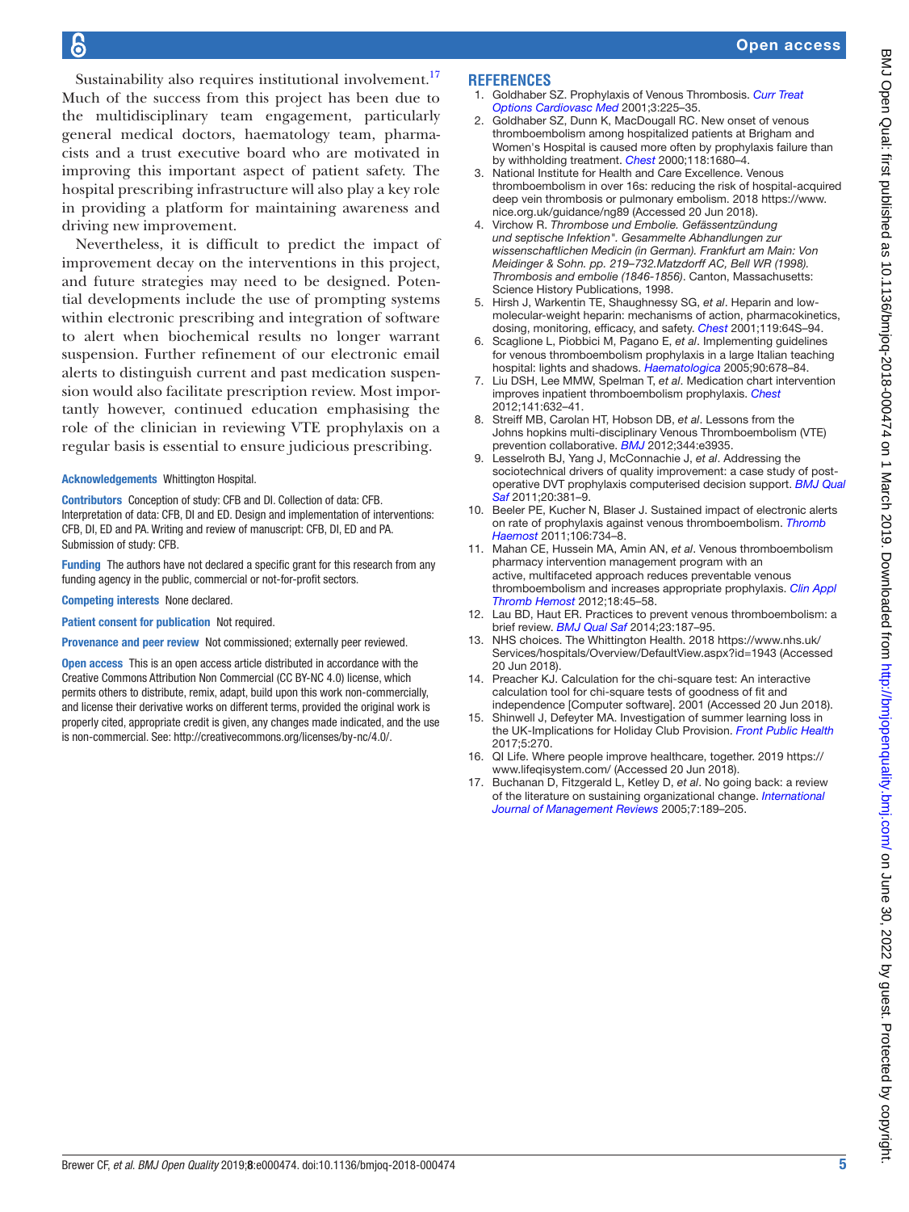Sustainability also requires institutional involvement.[17] Much of the success from this project has been due to the multidisciplinary team engagement, particularly general medical doctors, haematology team, pharmacists and a trust executive board who are motivated in improving this important aspect of patient safety. The hospital prescribing infrastructure will also play a key role in providing a platform for maintaining awareness and driving new improvement.

Nevertheless, it is difficult to predict the impact of improvement decay on the interventions in this project, and future strategies may need to be designed. Potential developments include the use of prompting systems within electronic prescribing and integration of software to alert when biochemical results no longer warrant suspension. Further refinement of our electronic email alerts to distinguish current and past medication suspension would also facilitate prescription review. Most importantly however, continued education emphasising the role of the clinician in reviewing VTE prophylaxis on a regular basis is essential to ensure judicious prescribing.

**Acknowledgements** Whittington Hospital.

**Contributors** Conception of study: CFB and DI. Collection of data: CFB. Interpretation of data: CFB, DI and ED. Design and implementation of interventions: CFB, DI, ED and PA. Writing and review of manuscript: CFB, DI, ED and PA. Submission of study: CFB.

**Funding** The authors have not declared a specific grant for this research from any funding agency in the public, commercial or not-for-profit sectors.

**Competing interests** None declared.

**Patient consent for publication** Not required.

**Provenance and peer review** Not commissioned; externally peer reviewed.

**Open access** This is an open access article distributed in accordance with the Creative Commons Attribution Non Commercial (CC BY-NC 4.0) license, which permits others to distribute, remix, adapt, build upon this work non-commercially, and license their derivative works on different terms, provided the original work is properly cited, appropriate credit is given, any changes made indicated, and the use is non-commercial. See: http://creativecommons.org/licenses/by-nc/4.0/.

## REFERENCES

1. Goldhaber SZ. Prophylaxis of Venous Thrombosis. *Curr Treat Options Cardiovasc Med* 2001;3:225–35.
2. Goldhaber SZ, Dunn K, MacDougall RC. New onset of venous thromboembolism among hospitalized patients at Brigham and Women's Hospital is caused more often by prophylaxis failure than by withholding treatment. *Chest* 2000;118:1680–4.
3. National Institute for Health and Care Excellence. Venous thromboembolism in over 16s: reducing the risk of hospital-acquired deep vein thrombosis or pulmonary embolism. 2018 https://www.nice.org.uk/guidance/ng89 (Accessed 20 Jun 2018).
4. Virchow R. *Thrombose und Embolie. Gefässentzündung und septische Infektion". Gesammelte Abhandlungen zur wissenschaftlichen Medicin (in German). Frankfurt am Main: Von Meidinger & Sohn. pp. 219–732.Matzdorff AC, Bell WR (1998). Thrombosis and embolie (1846-1856)*. Canton, Massachusetts: Science History Publications, 1998.
5. Hirsh J, Warkentin TE, Shaughnessy SG, *et al*. Heparin and low-molecular-weight heparin: mechanisms of action, pharmacokinetics, dosing, monitoring, efficacy, and safety. *Chest* 2001;119:64S–94.
6. Scaglione L, Piobbici M, Pagano E, *et al*. Implementing guidelines for venous thromboembolism prophylaxis in a large Italian teaching hospital: lights and shadows. *Haematologica* 2005;90:678–84.
7. Liu DSH, Lee MMW, Spelman T, *et al*. Medication chart intervention improves inpatient thromboembolism prophylaxis. *Chest* 2012;141:632–41.
8. Streiff MB, Carolan HT, Hobson DB, *et al*. Lessons from the Johns hopkins multi-disciplinary Venous Thromboembolism (VTE) prevention collaborative. *BMJ* 2012;344:e3935.
9. Lesselroth BJ, Yang J, McConnachie J, *et al*. Addressing the sociotechnical drivers of quality improvement: a case study of post-operative DVT prophylaxis computerised decision support. *BMJ Qual Saf* 2011;20:381–9.
10. Beeler PE, Kucher N, Blaser J. Sustained impact of electronic alerts on rate of prophylaxis against venous thromboembolism. *Thromb Haemost* 2011;106:734–8.
11. Mahan CE, Hussein MA, Amin AN, *et al*. Venous thromboembolism pharmacy intervention management program with an active, multifaceted approach reduces preventable venous thromboembolism and increases appropriate prophylaxis. *Clin Appl Thromb Hemost* 2012;18:45–58.
12. Lau BD, Haut ER. Practices to prevent venous thromboembolism: a brief review. *BMJ Qual Saf* 2014;23:187–95.
13. NHS choices. The Whittington Health. 2018 https://www.nhs.uk/Services/hospitals/Overview/DefaultView.aspx?id=1943 (Accessed 20 Jun 2018).
14. Preacher KJ. Calculation for the chi-square test: An interactive calculation tool for chi-square tests of goodness of fit and independence [Computer software]. 2001 (Accessed 20 Jun 2018).
15. Shinwell J, Defeyter MA. Investigation of summer learning loss in the UK-Implications for Holiday Club Provision. *Front Public Health* 2017;5:270.
16. QI Life. Where people improve healthcare, together. 2019 https://www.lifeqisystem.com/ (Accessed 20 Jun 2018).
17. Buchanan D, Fitzgerald L, Ketley D, *et al*. No going back: a review of the literature on sustaining organizational change. *International Journal of Management Reviews* 2005;7:189–205.